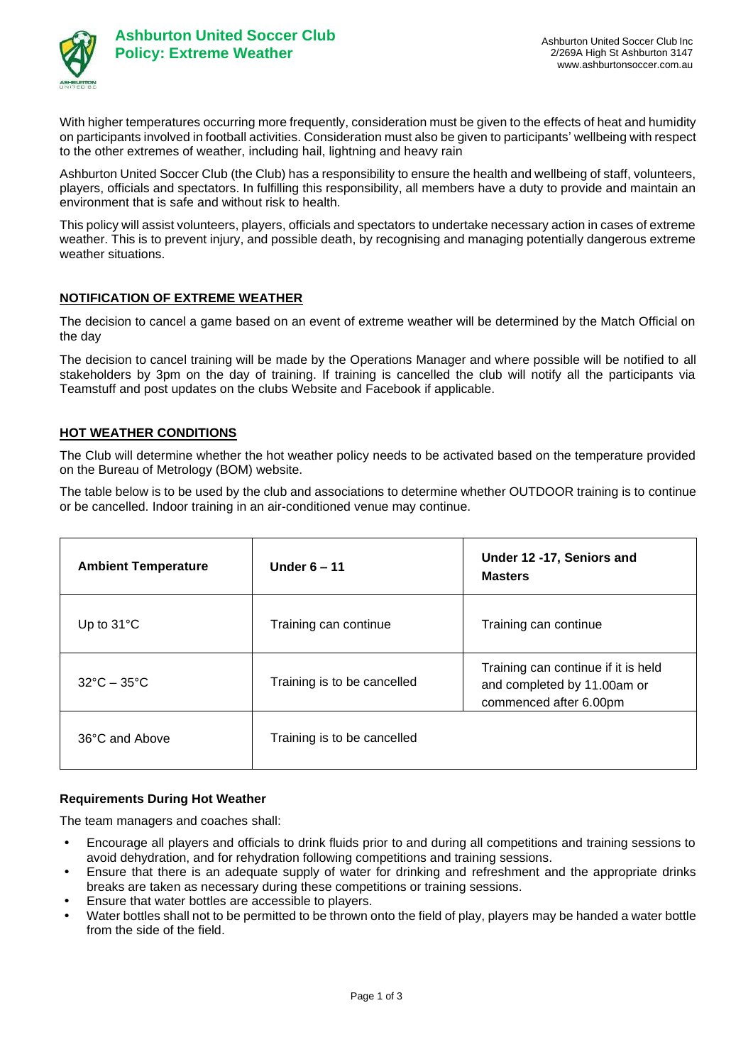# Ashburton United Soccer Club
## Policy: Extreme Weather

Ashburton United Soccer Club Inc
2/269A High St Ashburton 3147
www.ashburtonsoccer.com.au

With higher temperatures occurring more frequently, consideration must be given to the effects of heat and humidity on participants involved in football activities. Consideration must also be given to participants' wellbeing with respect to the other extremes of weather, including hail, lightning and heavy rain

Ashburton United Soccer Club (the Club) has a responsibility to ensure the health and wellbeing of staff, volunteers, players, officials and spectators. In fulfilling this responsibility, all members have a duty to provide and maintain an environment that is safe and without risk to health.

This policy will assist volunteers, players, officials and spectators to undertake necessary action in cases of extreme weather. This is to prevent injury, and possible death, by recognising and managing potentially dangerous extreme weather situations.

### NOTIFICATION OF EXTREME WEATHER

The decision to cancel a game based on an event of extreme weather will be determined by the Match Official on the day

The decision to cancel training will be made by the Operations Manager and where possible will be notified to all stakeholders by 3pm on the day of training. If training is cancelled the club will notify all the participants via Teamstuff and post updates on the clubs Website and Facebook if applicable.

### HOT WEATHER CONDITIONS

The Club will determine whether the hot weather policy needs to be activated based on the temperature provided on the Bureau of Metrology (BOM) website.

The table below is to be used by the club and associations to determine whether OUTDOOR training is to continue or be cancelled. Indoor training in an air-conditioned venue may continue.

| Ambient Temperature | Under 6 – 11 | Under 12 -17, Seniors and Masters |
|---|---|---|
| Up to 31°C | Training can continue | Training can continue |
| 32°C – 35°C | Training is to be cancelled | Training can continue if it is held and completed by 11.00am or commenced after 6.00pm |
| 36°C and Above | Training is to be cancelled | |

#### Requirements During Hot Weather

The team managers and coaches shall:

- Encourage all players and officials to drink fluids prior to and during all competitions and training sessions to avoid dehydration, and for rehydration following competitions and training sessions.
- Ensure that there is an adequate supply of water for drinking and refreshment and the appropriate drinks breaks are taken as necessary during these competitions or training sessions.
- Ensure that water bottles are accessible to players.
- Water bottles shall not to be permitted to be thrown onto the field of play, players may be handed a water bottle from the side of the field.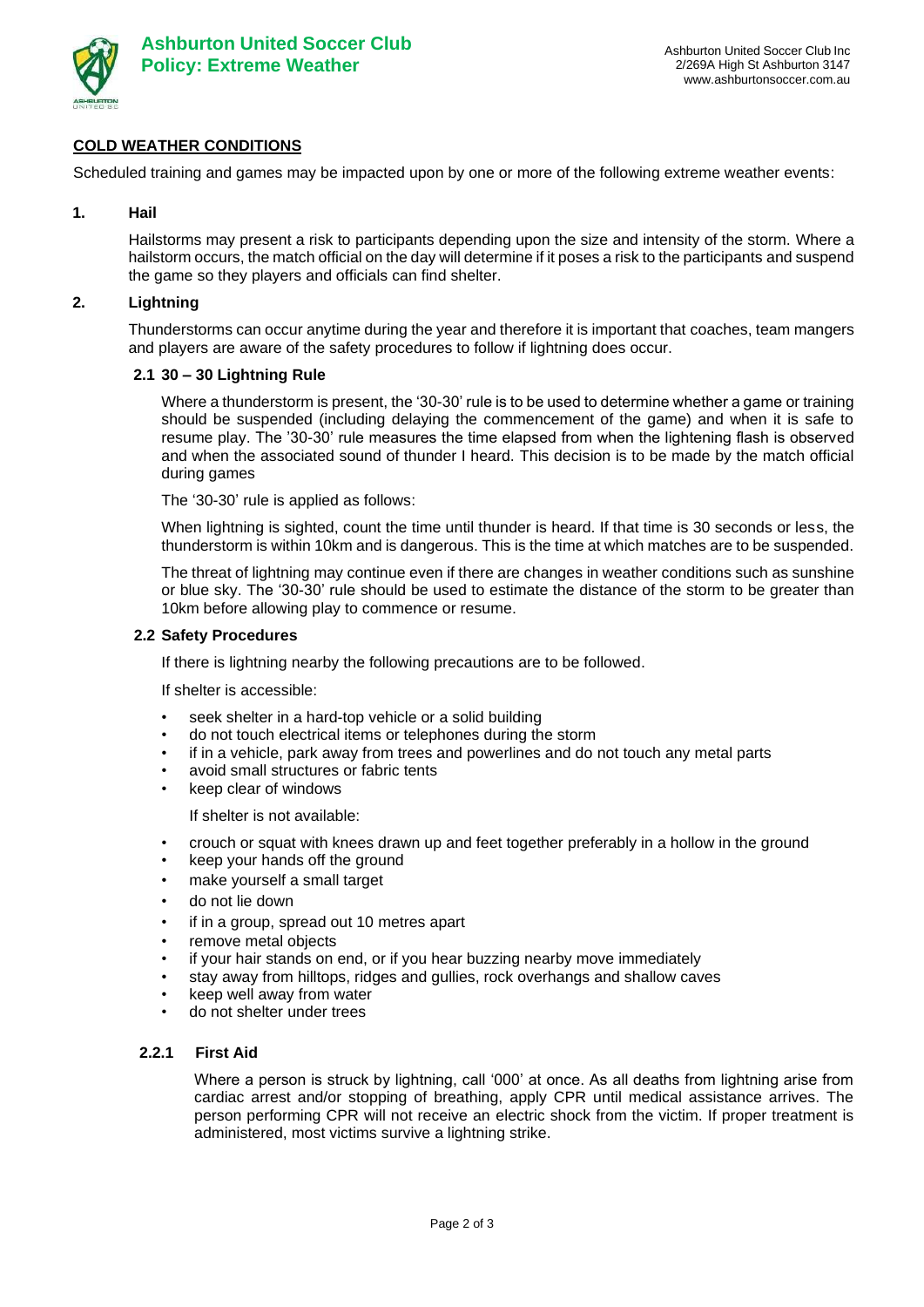## COLD WEATHER CONDITIONS

Scheduled training and games may be impacted upon by one or more of the following extreme weather events:

### 1. Hail

Hailstorms may present a risk to participants depending upon the size and intensity of the storm. Where a hailstorm occurs, the match official on the day will determine if it poses a risk to the participants and suspend the game so they players and officials can find shelter.

### 2. Lightning

Thunderstorms can occur anytime during the year and therefore it is important that coaches, team mangers and players are aware of the safety procedures to follow if lightning does occur.

#### 2.1 30 – 30 Lightning Rule

Where a thunderstorm is present, the '30-30' rule is to be used to determine whether a game or training should be suspended (including delaying the commencement of the game) and when it is safe to resume play. The '30-30' rule measures the time elapsed from when the lightening flash is observed and when the associated sound of thunder I heard. This decision is to be made by the match official during games

The '30-30' rule is applied as follows:

When lightning is sighted, count the time until thunder is heard. If that time is 30 seconds or less, the thunderstorm is within 10km and is dangerous. This is the time at which matches are to be suspended.

The threat of lightning may continue even if there are changes in weather conditions such as sunshine or blue sky. The '30-30' rule should be used to estimate the distance of the storm to be greater than 10km before allowing play to commence or resume.

#### 2.2 Safety Procedures

If there is lightning nearby the following precautions are to be followed.

If shelter is accessible:

- seek shelter in a hard-top vehicle or a solid building
- do not touch electrical items or telephones during the storm
- if in a vehicle, park away from trees and powerlines and do not touch any metal parts
- avoid small structures or fabric tents
- keep clear of windows

If shelter is not available:

- crouch or squat with knees drawn up and feet together preferably in a hollow in the ground
- keep your hands off the ground
- make yourself a small target
- do not lie down
- if in a group, spread out 10 metres apart
- remove metal objects
- if your hair stands on end, or if you hear buzzing nearby move immediately
- stay away from hilltops, ridges and gullies, rock overhangs and shallow caves
- keep well away from water
- do not shelter under trees

##### 2.2.1 First Aid

Where a person is struck by lightning, call '000' at once. As all deaths from lightning arise from cardiac arrest and/or stopping of breathing, apply CPR until medical assistance arrives. The person performing CPR will not receive an electric shock from the victim. If proper treatment is administered, most victims survive a lightning strike.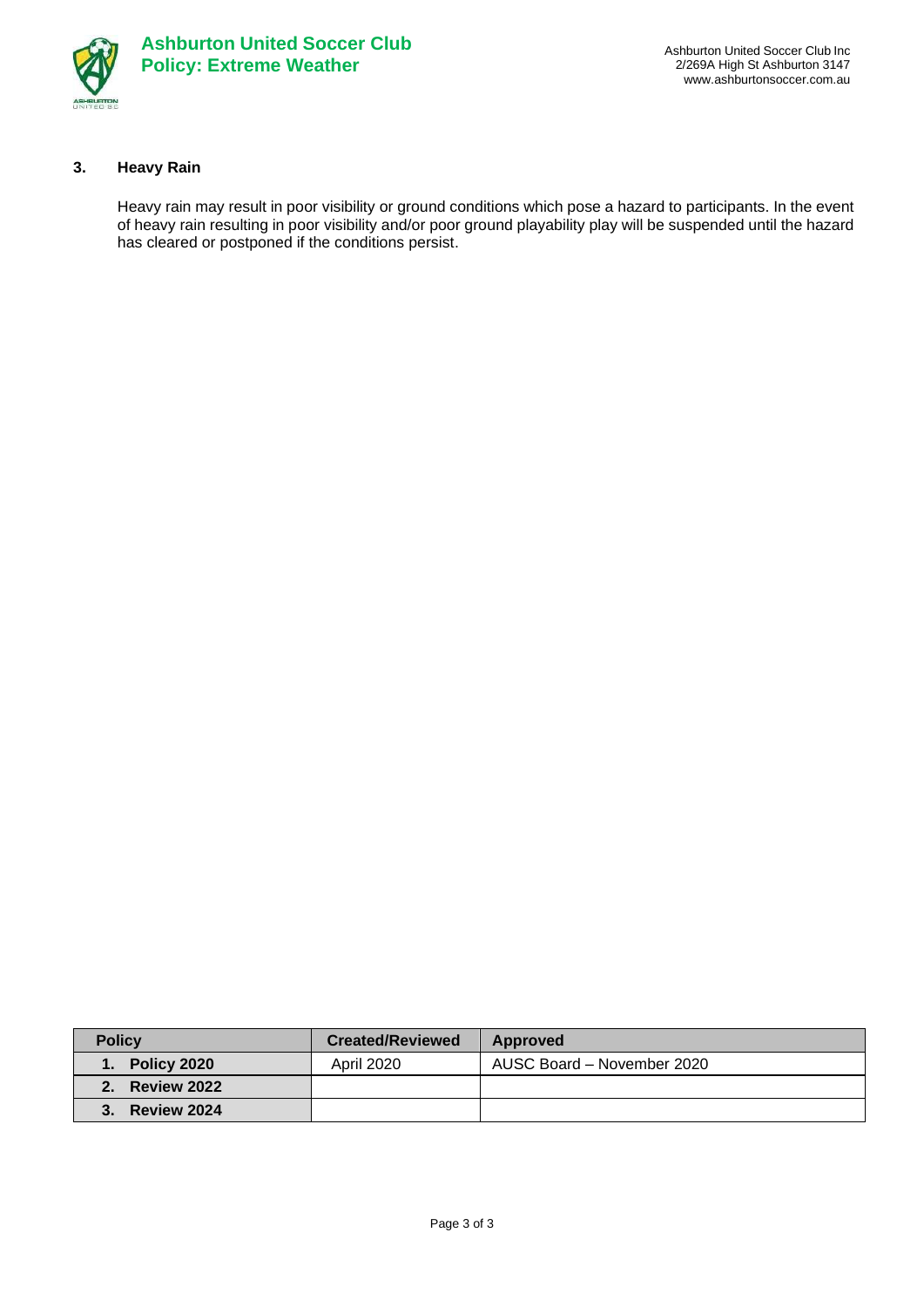### 3. Heavy Rain

Heavy rain may result in poor visibility or ground conditions which pose a hazard to participants. In the event of heavy rain resulting in poor visibility and/or poor ground playability play will be suspended until the hazard has cleared or postponed if the conditions persist.

| Policy | Created/Reviewed | Approved |
| --- | --- | --- |
| 1. Policy 2020 | April 2020 | AUSC Board – November 2020 |
| 2. Review 2022 | | |
| 3. Review 2024 | | |